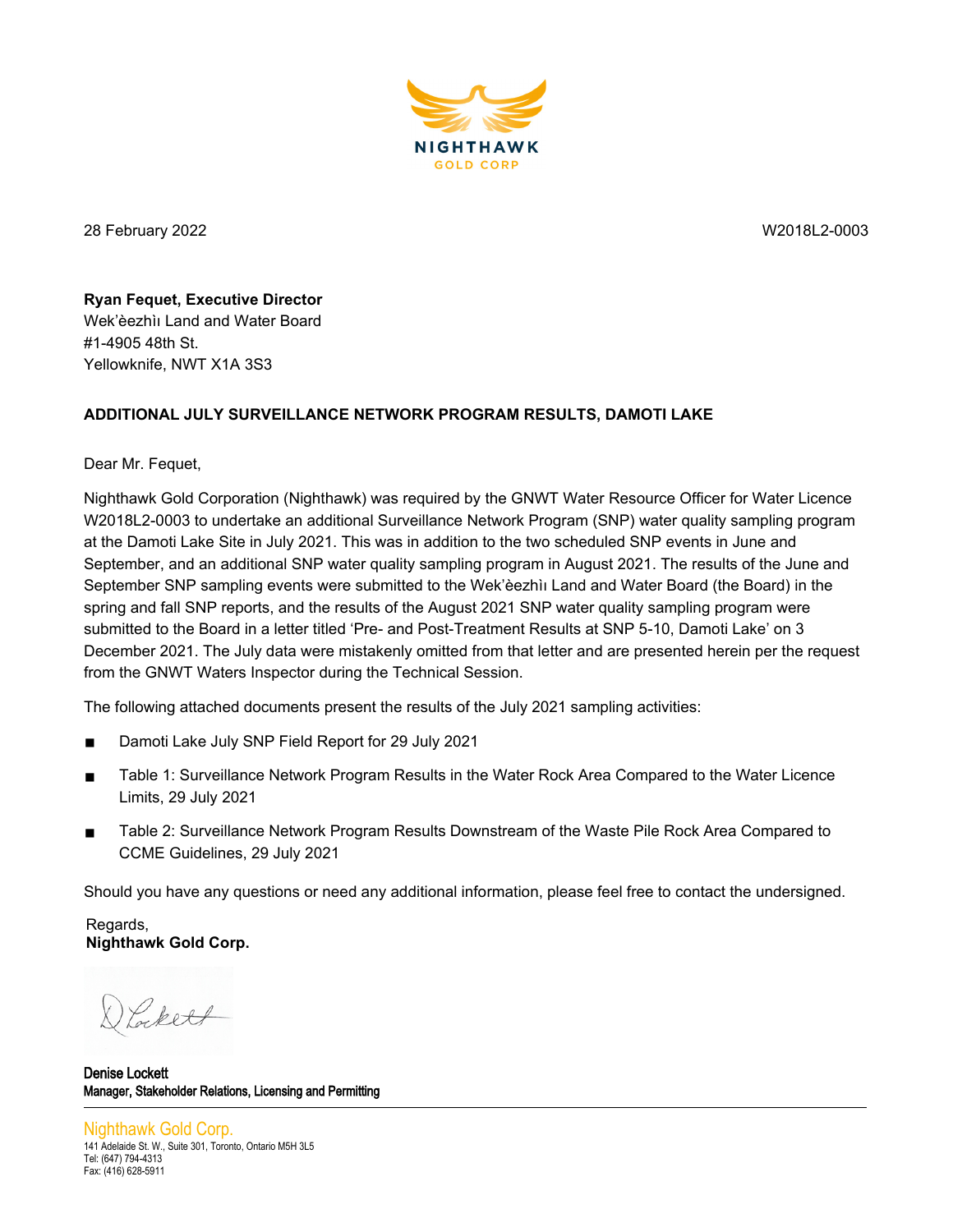NIGHTHAWK
GOLD CORP

28 February 2022 W2018L2-0003

**Ryan Fequet, Executive Director**
Wek'èezhìı Land and Water Board
#1-4905 48th St.
Yellowknife, NWT X1A 3S3

**ADDITIONAL JULY SURVEILLANCE NETWORK PROGRAM RESULTS, DAMOTI LAKE**

Dear Mr. Fequet,

Nighthawk Gold Corporation (Nighthawk) was required by the GNWT Water Resource Officer for Water Licence W2018L2-0003 to undertake an additional Surveillance Network Program (SNP) water quality sampling program at the Damoti Lake Site in July 2021. This was in addition to the two scheduled SNP events in June and September, and an additional SNP water quality sampling program in August 2021. The results of the June and September SNP sampling events were submitted to the Wek'èezhìı Land and Water Board (the Board) in the spring and fall SNP reports, and the results of the August 2021 SNP water quality sampling program were submitted to the Board in a letter titled 'Pre- and Post-Treatment Results at SNP 5-10, Damoti Lake' on 3 December 2021. The July data were mistakenly omitted from that letter and are presented herein per the request from the GNWT Waters Inspector during the Technical Session.

The following attached documents present the results of the July 2021 sampling activities:

- Damoti Lake July SNP Field Report for 29 July 2021
- Table 1: Surveillance Network Program Results in the Water Rock Area Compared to the Water Licence Limits, 29 July 2021
- Table 2: Surveillance Network Program Results Downstream of the Waste Pile Rock Area Compared to CCME Guidelines, 29 July 2021

Should you have any questions or need any additional information, please feel free to contact the undersigned.

Regards,
**Nighthawk Gold Corp.**

D Lockett

**Denise Lockett**
**Manager, Stakeholder Relations, Licensing and Permitting**

Nighthawk Gold Corp.
141 Adelaide St. W., Suite 301, Toronto, Ontario M5H 3L5
Tel: (647) 794-4313
Fax: (416) 628-5911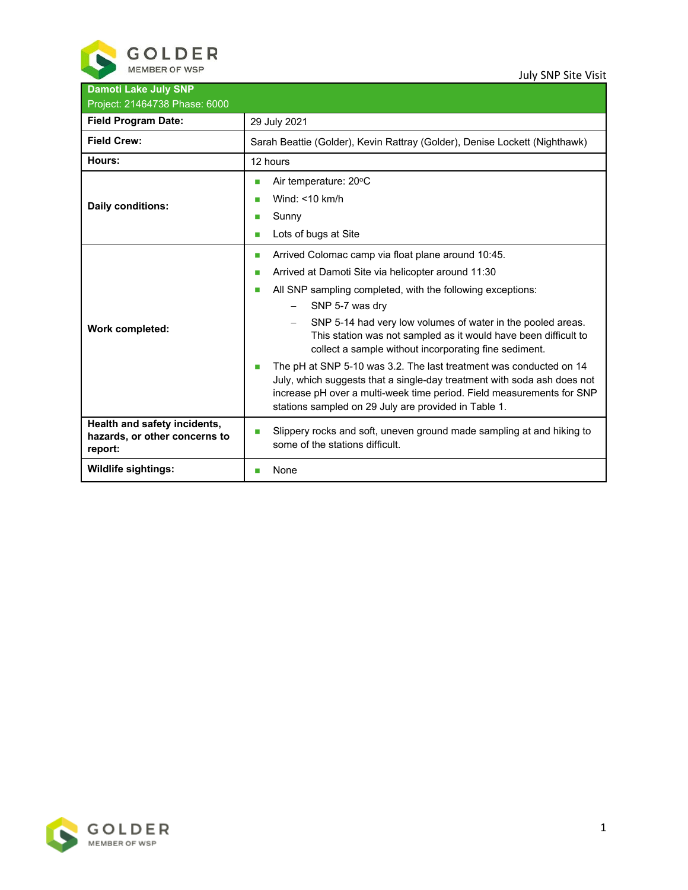| Damoti Lake July SNP<br>Project: 21464738 Phase: 6000 | |
|---|---|
| **Field Program Date:** | 29 July 2021 |
| **Field Crew:** | Sarah Beattie (Golder), Kevin Rattray (Golder), Denise Lockett (Nighthawk) |
| **Hours:** | 12 hours |
| **Daily conditions:** | ▪ Air temperature: 20°C<br>▪ Wind: <10 km/h<br>▪ Sunny<br>▪ Lots of bugs at Site |
| **Work completed:** | ▪ Arrived Colomac camp via float plane around 10:45.<br>▪ Arrived at Damoti Site via helicopter around 11:30<br>▪ All SNP sampling completed, with the following exceptions:<br>– SNP 5-7 was dry<br>– SNP 5-14 had very low volumes of water in the pooled areas. This station was not sampled as it would have been difficult to collect a sample without incorporating fine sediment.<br>▪ The pH at SNP 5-10 was 3.2. The last treatment was conducted on 14 July, which suggests that a single-day treatment with soda ash does not increase pH over a multi-week time period. Field measurements for SNP stations sampled on 29 July are provided in Table 1. |
| **Health and safety incidents, hazards, or other concerns to report:** | ▪ Slippery rocks and soft, uneven ground made sampling at and hiking to some of the stations difficult. |
| **Wildlife sightings:** | ▪ None |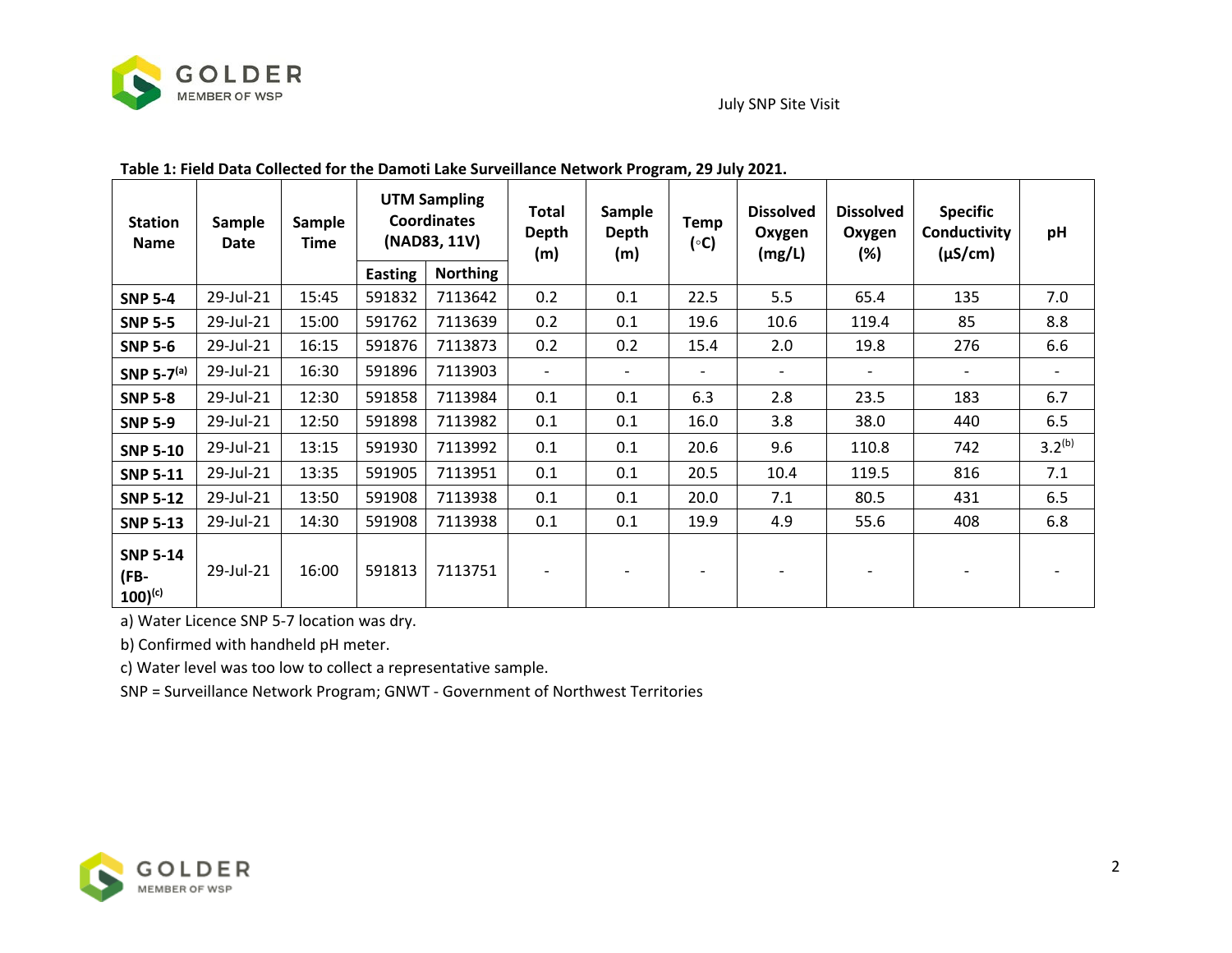**Table 1: Field Data Collected for the Damoti Lake Surveillance Network Program, 29 July 2021.**

| Station Name | Sample Date | Sample Time | UTM Sampling Coordinates (NAD83, 11V) | | Total Depth (m) | Sample Depth (m) | Temp (◦C) | Dissolved Oxygen (mg/L) | Dissolved Oxygen (%) | Specific Conductivity (µS/cm) | pH |
|---|---|---|---|---|---|---|---|---|---|---|---|
| | | | Easting | Northing | | | | | | | |
| **SNP 5-4** | 29-Jul-21 | 15:45 | 591832 | 7113642 | 0.2 | 0.1 | 22.5 | 5.5 | 65.4 | 135 | 7.0 |
| **SNP 5-5** | 29-Jul-21 | 15:00 | 591762 | 7113639 | 0.2 | 0.1 | 19.6 | 10.6 | 119.4 | 85 | 8.8 |
| **SNP 5-6** | 29-Jul-21 | 16:15 | 591876 | 7113873 | 0.2 | 0.2 | 15.4 | 2.0 | 19.8 | 276 | 6.6 |
| **SNP 5-7[(a)]** | 29-Jul-21 | 16:30 | 591896 | 7113903 | - | - | - | - | - | - | - |
| **SNP 5-8** | 29-Jul-21 | 12:30 | 591858 | 7113984 | 0.1 | 0.1 | 6.3 | 2.8 | 23.5 | 183 | 6.7 |
| **SNP 5-9** | 29-Jul-21 | 12:50 | 591898 | 7113982 | 0.1 | 0.1 | 16.0 | 3.8 | 38.0 | 440 | 6.5 |
| **SNP 5-10** | 29-Jul-21 | 13:15 | 591930 | 7113992 | 0.1 | 0.1 | 20.6 | 9.6 | 110.8 | 742 | 3.2[(b)] |
| **SNP 5-11** | 29-Jul-21 | 13:35 | 591905 | 7113951 | 0.1 | 0.1 | 20.5 | 10.4 | 119.5 | 816 | 7.1 |
| **SNP 5-12** | 29-Jul-21 | 13:50 | 591908 | 7113938 | 0.1 | 0.1 | 20.0 | 7.1 | 80.5 | 431 | 6.5 |
| **SNP 5-13** | 29-Jul-21 | 14:30 | 591908 | 7113938 | 0.1 | 0.1 | 19.9 | 4.9 | 55.6 | 408 | 6.8 |
| **SNP 5-14 (FB-100)[(c)]** | 29-Jul-21 | 16:00 | 591813 | 7113751 | - | - | - | - | - | - | - |

a) Water Licence SNP 5-7 location was dry.

b) Confirmed with handheld pH meter.

c) Water level was too low to collect a representative sample.

SNP = Surveillance Network Program; GNWT - Government of Northwest Territories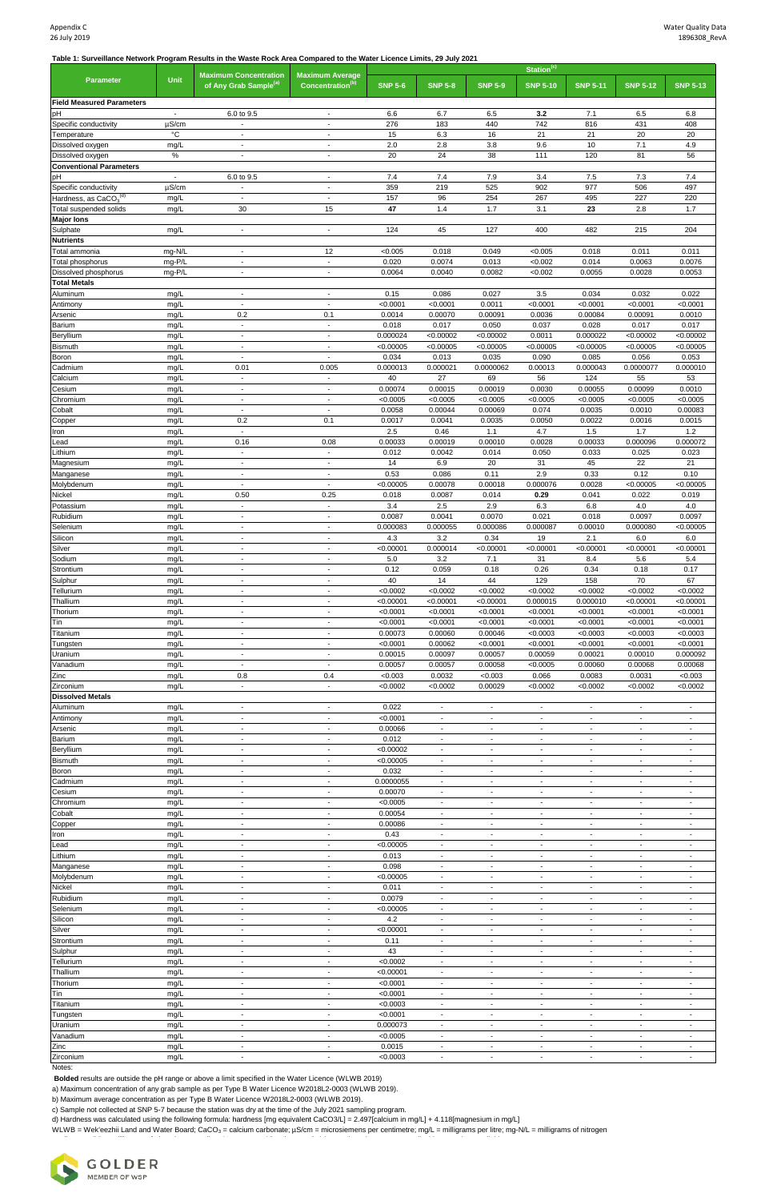**Table 1: Surveillance Network Program Results in the Waste Rock Area Compared to the Water Licence Limits, 29 July 2021**

| Parameter | Unit | Maximum Concentration of Any Grab Sample[a] | Maximum Average Concentration[b] | Station[c] | | | | | | |
|---|---|---|---|---|---|---|---|---|---|---|
| | | | | SNP 5-6 | SNP 5-8 | SNP 5-9 | SNP 5-10 | SNP 5-11 | SNP 5-12 | SNP 5-13 |
| **Field Measured Parameters** | | | | | | | | | | |
| pH | - | 6.0 to 9.5 | - | 6.6 | 6.7 | 6.5 | **3.2** | 7.1 | 6.5 | 6.8 |
| Specific conductivity | µS/cm | - | - | 276 | 183 | 440 | 742 | 816 | 431 | 408 |
| Temperature | °C | - | - | 15 | 6.3 | 16 | 21 | 21 | 20 | 20 |
| Dissolved oxygen | mg/L | - | - | 2.0 | 2.8 | 3.8 | 9.6 | 10 | 7.1 | 4.9 |
| Dissolved oxygen | % | - | - | 20 | 24 | 38 | 111 | 120 | 81 | 56 |
| **Conventional Parameters** | | | | | | | | | | |
| pH | - | 6.0 to 9.5 | - | 7.4 | 7.4 | 7.9 | 3.4 | 7.5 | 7.3 | 7.4 |
| Specific conductivity | µS/cm | - | - | 359 | 219 | 525 | 902 | 977 | 506 | 497 |
| Hardness, as $CaCO_3$[d] | mg/L | - | - | 157 | 96 | 254 | 267 | 495 | 227 | 220 |
| Total suspended solids | mg/L | 30 | 15 | **47** | 1.4 | 1.7 | 3.1 | **23** | 2.8 | 1.7 |
| **Major Ions** | | | | | | | | | | |
| Sulphate | mg/L | - | - | 124 | 45 | 127 | 400 | 482 | 215 | 204 |
| **Nutrients** | | | | | | | | | | |
| Total ammonia | mg-N/L | - | 12 | <0.005 | 0.018 | 0.049 | <0.005 | 0.018 | 0.011 | 0.011 |
| Total phosphorus | mg-P/L | - | - | 0.020 | 0.0074 | 0.013 | <0.002 | 0.014 | 0.0063 | 0.0076 |
| Dissolved phosphorus | mg-P/L | - | - | 0.0064 | 0.0040 | 0.0082 | <0.002 | 0.0055 | 0.0028 | 0.0053 |
| **Total Metals** | | | | | | | | | | |
| Aluminum | mg/L | - | - | 0.15 | 0.086 | 0.027 | 3.5 | 0.034 | 0.032 | 0.022 |
| Antimony | mg/L | - | - | <0.0001 | <0.0001 | 0.0011 | <0.0001 | <0.0001 | <0.0001 | <0.0001 |
| Arsenic | mg/L | 0.2 | 0.1 | 0.0014 | 0.00070 | 0.00091 | 0.0036 | 0.00084 | 0.00091 | 0.0010 |
| Barium | mg/L | - | - | 0.018 | 0.017 | 0.050 | 0.037 | 0.028 | 0.017 | 0.017 |
| Beryllium | mg/L | - | - | 0.000024 | <0.00002 | <0.00002 | 0.0011 | 0.000022 | <0.00002 | <0.00002 |
| Bismuth | mg/L | - | - | <0.00005 | <0.00005 | <0.00005 | <0.00005 | <0.00005 | <0.00005 | <0.00005 |
| Boron | mg/L | - | - | 0.034 | 0.013 | 0.035 | 0.090 | 0.085 | 0.056 | 0.053 |
| Cadmium | mg/L | 0.01 | 0.005 | 0.000013 | 0.000021 | 0.0000062 | 0.00013 | 0.000043 | 0.0000077 | 0.000010 |
| Calcium | mg/L | - | - | 40 | 27 | 69 | 56 | 124 | 55 | 53 |
| Cesium | mg/L | - | - | 0.00074 | 0.00015 | 0.00019 | 0.0030 | 0.00055 | 0.00099 | 0.0010 |
| Chromium | mg/L | - | - | <0.0005 | <0.0005 | <0.0005 | <0.0005 | <0.0005 | <0.0005 | <0.0005 |
| Cobalt | mg/L | - | - | 0.0058 | 0.00044 | 0.00069 | 0.074 | 0.0035 | 0.0010 | 0.00083 |
| Copper | mg/L | 0.2 | 0.1 | 0.0017 | 0.0041 | 0.0035 | 0.0050 | 0.0022 | 0.0016 | 0.0015 |
| Iron | mg/L | - | | 2.5 | 0.46 | 1.1 | 4.7 | 1.5 | 1.7 | 1.2 |
| Lead | mg/L | 0.16 | 0.08 | 0.00033 | 0.00019 | 0.00010 | 0.0028 | 0.00033 | 0.000096 | 0.000072 |
| Lithium | mg/L | - | - | 0.012 | 0.0042 | 0.014 | 0.050 | 0.033 | 0.025 | 0.023 |
| Magnesium | mg/L | - | - | 14 | 6.9 | 20 | 31 | 45 | 22 | 21 |
| Manganese | mg/L | - | - | 0.53 | 0.086 | 0.11 | 2.9 | 0.33 | 0.12 | 0.10 |
| Molybdenum | mg/L | - | - | <0.00005 | 0.00078 | 0.00018 | 0.000076 | 0.0028 | <0.00005 | <0.00005 |
| Nickel | mg/L | 0.50 | 0.25 | 0.018 | 0.0087 | 0.014 | **0.29** | 0.041 | 0.022 | 0.019 |
| Potassium | mg/L | - | - | 3.4 | 2.5 | 2.9 | 6.3 | 6.8 | 4.0 | 4.0 |
| Rubidium | mg/L | - | - | 0.0087 | 0.0041 | 0.0070 | 0.021 | 0.018 | 0.0097 | 0.0097 |
| Selenium | mg/L | - | - | 0.000083 | 0.000055 | 0.000086 | 0.000087 | 0.00010 | 0.000080 | <0.00005 |
| Silicon | mg/L | - | - | 4.3 | 3.2 | 0.34 | 19 | 2.1 | 6.0 | 6.0 |
| Silver | mg/L | - | - | <0.00001 | 0.000014 | <0.00001 | <0.00001 | <0.00001 | <0.00001 | <0.00001 |
| Sodium | mg/L | - | - | 5.0 | 3.2 | 7.1 | 31 | 8.4 | 5.6 | 5.4 |
| Strontium | mg/L | - | - | 0.12 | 0.059 | 0.18 | 0.26 | 0.34 | 0.18 | 0.17 |
| Sulphur | mg/L | - | - | 40 | 14 | 44 | 129 | 158 | 70 | 67 |
| Tellurium | mg/L | - | - | <0.0002 | <0.0002 | <0.0002 | <0.0002 | <0.0002 | <0.0002 | <0.0002 |
| Thallium | mg/L | - | - | <0.00001 | <0.00001 | <0.00001 | 0.000015 | 0.000010 | <0.00001 | <0.00001 |
| Thorium | mg/L | - | - | <0.0001 | <0.0001 | <0.0001 | <0.0001 | <0.0001 | <0.0001 | <0.0001 |
| Tin | mg/L | - | - | <0.0001 | <0.0001 | <0.0001 | <0.0001 | <0.0001 | <0.0001 | <0.0001 |
| Titanium | mg/L | - | - | 0.00073 | 0.00060 | 0.00046 | <0.0003 | <0.0003 | <0.0003 | <0.0003 |
| Tungsten | mg/L | - | - | <0.0001 | 0.00062 | <0.0001 | <0.0001 | <0.0001 | <0.0001 | <0.0001 |
| Uranium | mg/L | - | - | 0.00015 | 0.00097 | 0.00057 | 0.00059 | 0.00021 | 0.00010 | 0.000092 |
| Vanadium | mg/L | - | - | 0.00057 | 0.00057 | 0.00058 | <0.0005 | 0.00060 | 0.00068 | 0.00068 |
| Zinc | mg/L | 0.8 | 0.4 | <0.003 | 0.0032 | <0.003 | 0.066 | 0.0083 | 0.0031 | <0.003 |
| Zirconium | mg/L | - | - | <0.0002 | <0.0002 | 0.00029 | <0.0002 | <0.0002 | <0.0002 | <0.0002 |
| **Dissolved Metals** | | | | | | | | | | |
| Aluminum | mg/L | - | - | 0.022 | - | - | - | - | - | - |
| Antimony | mg/L | - | - | <0.0001 | - | - | - | - | - | - |
| Arsenic | mg/L | - | - | 0.00066 | - | - | - | - | - | - |
| Barium | mg/L | - | - | 0.012 | - | - | - | - | - | - |
| Beryllium | mg/L | - | - | <0.00002 | - | - | - | - | - | - |
| Bismuth | mg/L | - | - | <0.00005 | - | - | - | - | - | - |
| Boron | mg/L | - | - | 0.032 | - | - | - | - | - | - |
| Cadmium | mg/L | - | - | 0.0000055 | - | - | - | - | - | - |
| Cesium | mg/L | - | - | 0.00070 | - | - | - | - | - | - |
| Chromium | mg/L | - | - | <0.0005 | - | - | - | - | - | - |
| Cobalt | mg/L | - | - | 0.00054 | - | - | - | - | - | - |
| Copper | mg/L | - | - | 0.00086 | - | - | - | - | - | - |
| Iron | mg/L | - | - | 0.43 | - | - | - | - | - | - |
| Lead | mg/L | - | - | <0.00005 | - | - | - | - | - | - |
| Lithium | mg/L | - | - | 0.013 | - | - | - | - | - | - |
| Manganese | mg/L | - | - | 0.098 | - | - | - | - | - | - |
| Molybdenum | mg/L | - | - | <0.00005 | - | - | - | - | - | - |
| Nickel | mg/L | - | - | 0.011 | - | - | - | - | - | - |
| Rubidium | mg/L | - | - | 0.0079 | - | - | - | - | - | - |
| Selenium | mg/L | - | - | <0.00005 | - | - | - | - | - | - |
| Silicon | mg/L | - | - | 4.2 | - | - | - | - | - | - |
| Silver | mg/L | - | - | <0.00001 | - | - | - | - | - | - |
| Strontium | mg/L | - | - | 0.11 | - | - | - | - | - | - |
| Sulphur | mg/L | - | - | 43 | - | - | - | - | - | - |
| Tellurium | mg/L | - | - | <0.0002 | - | - | - | - | - | - |
| Thallium | mg/L | - | - | <0.00001 | - | - | - | - | - | - |
| Thorium | mg/L | - | - | <0.0001 | - | - | - | - | - | - |
| Tin | mg/L | - | - | <0.0001 | - | - | - | - | - | - |
| Titanium | mg/L | - | - | <0.0003 | - | - | - | - | - | - |
| Tungsten | mg/L | - | - | <0.0001 | - | - | - | - | - | - |
| Uranium | mg/L | - | - | 0.000073 | - | - | - | - | - | - |
| Vanadium | mg/L | - | - | <0.0005 | - | - | - | - | - | - |
| Zinc | mg/L | - | - | 0.0015 | - | - | - | - | - | - |
| Zirconium | mg/L | - | - | <0.0003 | - | - | - | - | - | - |

Notes:

**Bolded** results are outside the pH range or above a limit specified in the Water Licence (WLWB 2019)

a) Maximum concentration of any grab sample as per Type B Water Licence W2018L2-0003 (WLWB 2019).

b) Maximum average concentration as per Type B Water Licence W2018L2-0003 (WLWB 2019).

c) Sample not collected at SNP 5-7 because the station was dry at the time of the July 2021 sampling program.

d) Hardness was calculated using the following formula: hardness [mg equivalent CaCO3/L] = 2.497[calcium in mg/L] + 4.118[magnesium in mg/L]

WLWB = Wek'eezhii Land and Water Board; $CaCO_3$ = calcium carbonate; µS/cm = microsiemens per centimetre; mg/L = milligrams per litre; mg-N/L = milligrams of nitrogen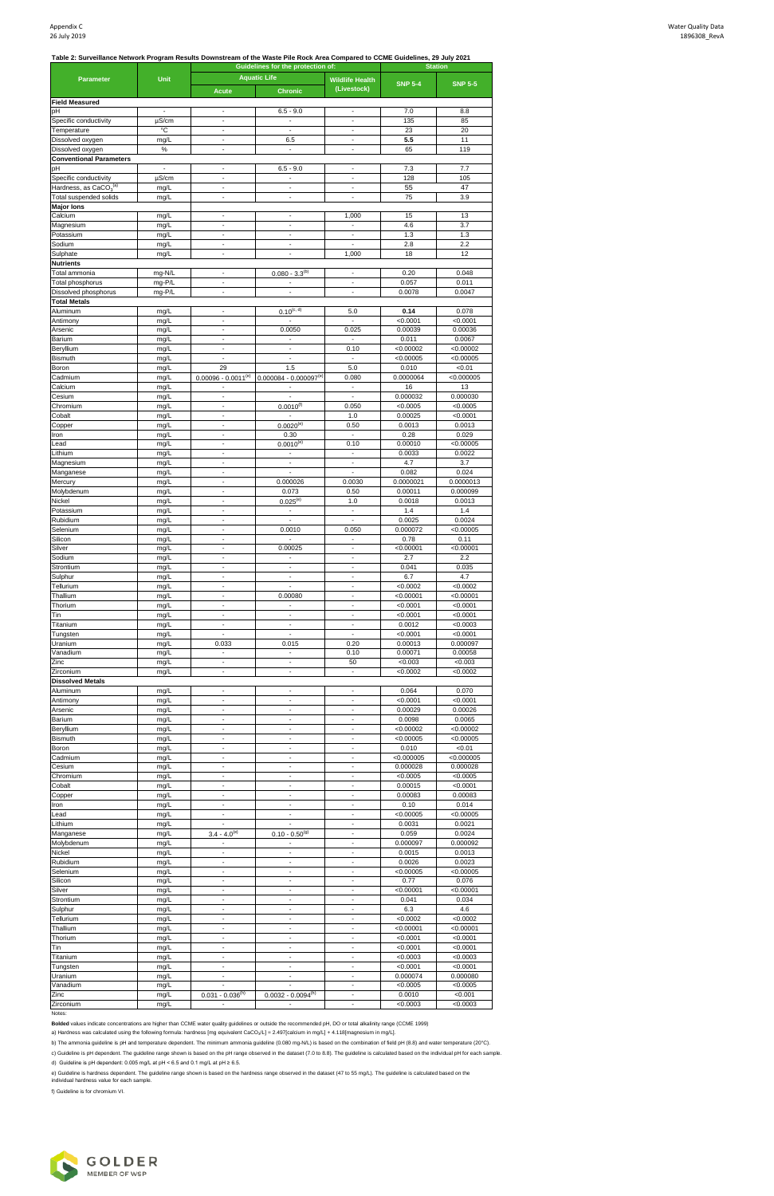**Table 2: Surveillance Network Program Results Downstream of the Waste Pile Rock Area Compared to CCME Guidelines, 29 July 2021**

| Parameter | Unit | Guidelines for the protection of: | | | Station | |
|---|---|---|---|---|---|---|
| | | Aquatic Life | | Wildlife Health (Livestock) | SNP 5-4 | SNP 5-5 |
| | | Acute | Chronic | | | |
| **Field Measured** | | | | | | |
| pH | - | - | 6.5 - 9.0 | - | 7.0 | 8.8 |
| Specific conductivity | µS/cm | - | - | - | 135 | 85 |
| Temperature | °C | - | - | - | 23 | 20 |
| Dissolved oxygen | mg/L | - | 6.5 | - | **5.5** | 11 |
| Dissolved oxygen | % | - | - | - | 65 | 119 |
| **Conventional Parameters** | | | | | | |
| pH | - | - | 6.5 - 9.0 | - | 7.3 | 7.7 |
| Specific conductivity | µS/cm | - | - | - | 128 | 105 |
| Hardness, as $CaCO_3$[a] | mg/L | - | - | - | 55 | 47 |
| Total suspended solids | mg/L | - | - | - | 75 | 3.9 |
| **Major Ions** | | | | | | |
| Calcium | mg/L | - | - | 1,000 | 15 | 13 |
| Magnesium | mg/L | - | - | - | 4.6 | 3.7 |
| Potassium | mg/L | - | - | - | 1.3 | 1.3 |
| Sodium | mg/L | - | - | - | 2.8 | 2.2 |
| Sulphate | mg/L | - | - | 1,000 | 18 | 12 |
| **Nutrients** | | | | | | |
| Total ammonia | mg-N/L | - | 0.080 - 3.3[b] | - | 0.20 | 0.048 |
| Total phosphorus | mg-P/L | - | - | - | 0.057 | 0.011 |
| Dissolved phosphorus | mg-P/L | - | - | - | 0.0078 | 0.0047 |
| **Total Metals** | | | | | | |
| Aluminum | mg/L | - | 0.10[c, d] | 5.0 | **0.14** | 0.078 |
| Antimony | mg/L | - | - | - | <0.0001 | <0.0001 |
| Arsenic | mg/L | - | 0.0050 | 0.025 | 0.00039 | 0.00036 |
| Barium | mg/L | - | - | - | 0.011 | 0.0067 |
| Beryllium | mg/L | - | - | 0.10 | <0.00002 | <0.00002 |
| Bismuth | mg/L | - | - | - | <0.00005 | <0.00005 |
| Boron | mg/L | 29 | 1.5 | 5.0 | 0.010 | <0.01 |
| Cadmium | mg/L | 0.00096 - 0.0011[e] | 0.000084 - 0.000097[e] | 0.080 | 0.0000064 | <0.000005 |
| Calcium | mg/L | - | - | - | 16 | 13 |
| Cesium | mg/L | - | - | - | 0.000032 | 0.000030 |
| Chromium | mg/L | - | 0.0010[f] | 0.050 | <0.0005 | <0.0005 |
| Cobalt | mg/L | - | - | 1.0 | 0.00025 | <0.0001 |
| Copper | mg/L | - | 0.0020[e] | 0.50 | 0.0013 | 0.0013 |
| Iron | mg/L | - | 0.30 | - | 0.28 | 0.029 |
| Lead | mg/L | - | 0.0010[e] | 0.10 | 0.00010 | <0.00005 |
| Lithium | mg/L | - | - | - | 0.0033 | 0.0022 |
| Magnesium | mg/L | - | - | - | 4.7 | 3.7 |
| Manganese | mg/L | - | - | - | 0.082 | 0.024 |
| Mercury | mg/L | - | 0.000026 | 0.0030 | 0.0000021 | 0.0000013 |
| Molybdenum | mg/L | - | 0.073 | 0.50 | 0.00011 | 0.000099 |
| Nickel | mg/L | - | 0.025[e] | 1.0 | 0.0018 | 0.0013 |
| Potassium | mg/L | - | - | - | 1.4 | 1.4 |
| Rubidium | mg/L | - | - | - | 0.0025 | 0.0024 |
| Selenium | mg/L | - | 0.0010 | 0.050 | 0.000072 | <0.00005 |
| Silicon | mg/L | - | - | - | 0.78 | 0.11 |
| Silver | mg/L | - | 0.00025 | - | <0.00001 | <0.00001 |
| Sodium | mg/L | - | - | - | 2.7 | 2.2 |
| Strontium | mg/L | - | - | - | 0.041 | 0.035 |
| Sulphur | mg/L | - | - | - | 6.7 | 4.7 |
| Tellurium | mg/L | - | - | - | <0.0002 | <0.0002 |
| Thallium | mg/L | - | 0.00080 | - | <0.00001 | <0.00001 |
| Thorium | mg/L | - | - | - | <0.0001 | <0.0001 |
| Tin | mg/L | - | - | - | <0.0001 | <0.0001 |
| Titanium | mg/L | - | - | - | 0.0012 | <0.0003 |
| Tungsten | mg/L | - | - | - | <0.0001 | <0.0001 |
| Uranium | mg/L | 0.033 | 0.015 | 0.20 | 0.00013 | 0.000097 |
| Vanadium | mg/L | - | - | 0.10 | 0.00071 | 0.00058 |
| Zinc | mg/L | - | - | 50 | <0.003 | <0.003 |
| Zirconium | mg/L | - | - | - | <0.0002 | <0.0002 |
| **Dissolved Metals** | | | | | | |
| Aluminum | mg/L | - | - | - | 0.064 | 0.070 |
| Antimony | mg/L | - | - | - | <0.0001 | <0.0001 |
| Arsenic | mg/L | - | - | - | 0.00029 | 0.00026 |
| Barium | mg/L | - | - | - | 0.0098 | 0.0065 |
| Beryllium | mg/L | - | - | - | <0.00002 | <0.00002 |
| Bismuth | mg/L | - | - | - | <0.00005 | <0.00005 |
| Boron | mg/L | - | - | - | 0.010 | <0.01 |
| Cadmium | mg/L | - | - | - | <0.000005 | <0.000005 |
| Cesium | mg/L | - | - | - | 0.000028 | 0.000028 |
| Chromium | mg/L | - | - | - | <0.0005 | <0.0005 |
| Cobalt | mg/L | - | - | - | 0.00015 | <0.0001 |
| Copper | mg/L | - | - | - | 0.00083 | 0.00083 |
| Iron | mg/L | - | - | - | 0.10 | 0.014 |
| Lead | mg/L | - | - | - | <0.00005 | <0.00005 |
| Lithium | mg/L | - | - | - | 0.0031 | 0.0021 |
| Manganese | mg/L | 3.4 - 4.0[e] | 0.10 - 0.50[e] | - | 0.059 | 0.0024 |
| Molybdenum | mg/L | - | - | - | 0.000097 | 0.000092 |
| Nickel | mg/L | - | - | - | 0.0015 | 0.0013 |
| Rubidium | mg/L | - | - | - | 0.0026 | 0.0023 |
| Selenium | mg/L | - | - | - | <0.00005 | <0.00005 |
| Silicon | mg/L | - | - | - | 0.77 | 0.076 |
| Silver | mg/L | - | - | - | <0.00001 | <0.00001 |
| Strontium | mg/L | - | - | - | 0.041 | 0.034 |
| Sulphur | mg/L | - | - | - | 6.3 | 4.6 |
| Tellurium | mg/L | - | - | - | <0.0002 | <0.0002 |
| Thallium | mg/L | - | - | - | <0.00001 | <0.00001 |
| Thorium | mg/L | - | - | - | <0.0001 | <0.0001 |
| Tin | mg/L | - | - | - | <0.0001 | <0.0001 |
| Titanium | mg/L | - | - | - | <0.0003 | <0.0003 |
| Tungsten | mg/L | - | - | - | <0.0001 | <0.0001 |
| Uranium | mg/L | - | - | - | 0.000074 | 0.000080 |
| Vanadium | mg/L | - | - | - | <0.0005 | <0.0005 |
| Zinc | mg/L | 0.031 - 0.036[h] | 0.0032 - 0.0094[h] | - | 0.0010 | <0.001 |
| Zirconium | mg/L | - | - | - | <0.0003 | <0.0003 |

Notes:

**Bolded** values indicate concentrations are higher than CCME water quality guidelines or outside the recommended pH, DO or total alkalinity range (CCME 1999)

a) Hardness was calculated using the following formula: hardness [mg equivalent $CaCO_3$/L] = 2.497[calcium in mg/L] + 4.118[magnesium in mg/L].

b) The ammonia guideline is pH and temperature dependent. The minimum ammonia guideline (0.080 mg-N/L) is based on the combination of field pH (8.8) and water temperature (20°C).

c) Guideline is pH dependent. The guideline range shown is based on the pH range observed in the dataset (7.0 to 8.8). The guideline is calculated based on the individual pH for each sample.

d) Guideline is pH dependent: 0.005 mg/L at pH < 6.5 and 0.1 mg/L at pH ≥ 6.5.

e) Guideline is hardness dependent. The guideline range shown is based on the hardness range observed in the dataset (47 to 55 mg/L). The guideline is calculated based on the individual hardness value for each sample.

f) Guideline is for chromium VI.